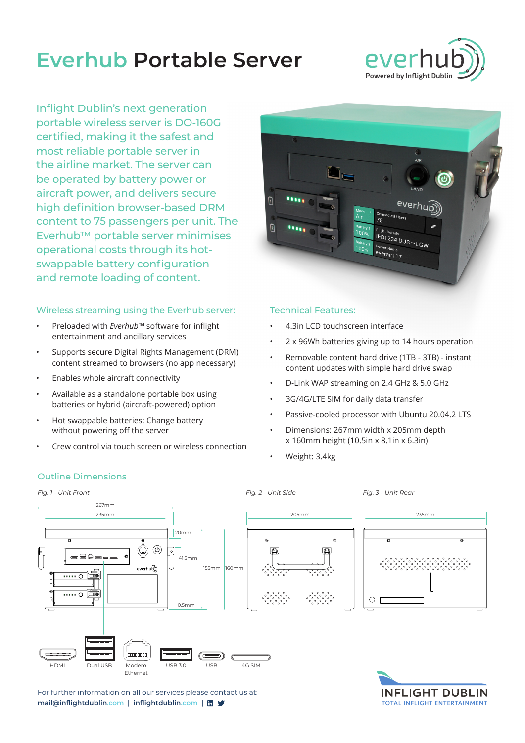# Everhub Portable Server

everhub
Powered by Inflight Dublin

Inflight Dublin's next generation portable wireless server is DO-160G certified, making it the safest and most reliable portable server in the airline market. The server can be operated by battery power or aircraft power, and delivers secure high definition browser-based DRM content to 75 passengers per unit. The Everhub™ portable server minimises operational costs through its hot-swappable battery configuration and remote loading of content.

## Wireless streaming using the Everhub server:

- Preloaded with *Everhub*™ software for inflight entertainment and ancillary services
- Supports secure Digital Rights Management (DRM) content streamed to browsers (no app necessary)
- Enables whole aircraft connectivity
- Available as a standalone portable box using batteries or hybrid (aircraft-powered) option
- Hot swappable batteries: Change battery without powering off the server
- Crew control via touch screen or wireless connection

## Technical Features:

- 4.3in LCD touchscreen interface
- 2 x 96Wh batteries giving up to 14 hours operation
- Removable content hard drive (1TB - 3TB) - instant content updates with simple hard drive swap
- D-Link WAP streaming on 2.4 GHz & 5.0 GHz
- 3G/4G/LTE SIM for daily data transfer
- Passive-cooled processor with Ubuntu 20.04.2 LTS
- Dimensions: 267mm width x 205mm depth x 160mm height (10.5in x 8.1in x 6.3in)
- Weight: 3.4kg

## Outline Dimensions

*Fig. 1 - Unit Front*

267mm, 235mm, 20mm, 41.5mm, 155mm, 160mm, 0.5mm

*Fig. 2 - Unit Side*

205mm

*Fig. 3 - Unit Rear*

235mm

HDMI | Dual USB | Modem Ethernet | USB 3.0 | USB | 4G SIM

For further information on all our services please contact us at:
**mail@inflightdublin.com** | **inflightdublin.com**

INFLIGHT DUBLIN
TOTAL INFLIGHT ENTERTAINMENT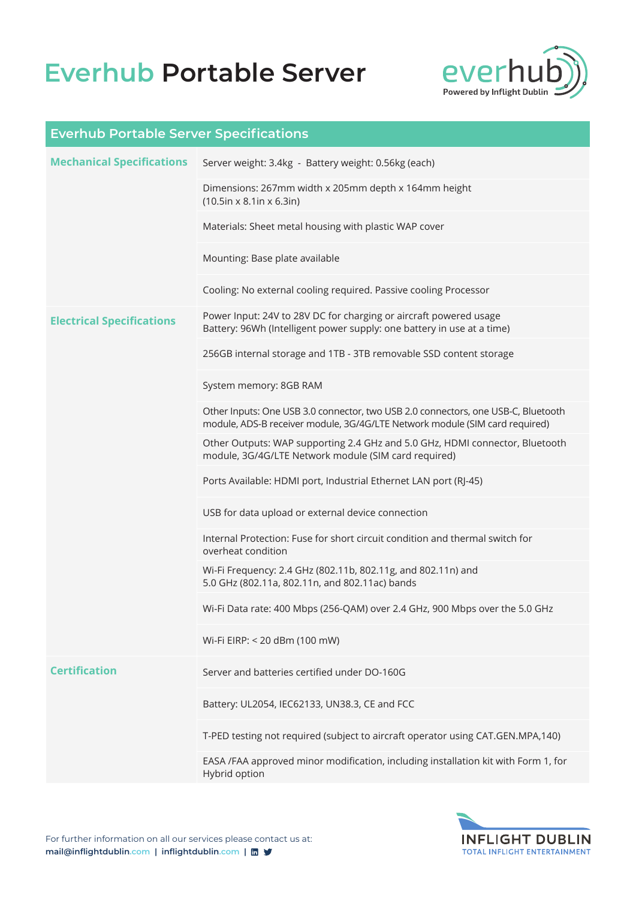# Everhub Portable Server

everhub
Powered by Inflight Dublin

## Everhub Portable Server Specifications

| | |
|---|---|
| **Mechanical Specifications** | Server weight: 3.4kg - Battery weight: 0.56kg (each) |
| | Dimensions: 267mm width x 205mm depth x 164mm height (10.5in x 8.1in x 6.3in) |
| | Materials: Sheet metal housing with plastic WAP cover |
| | Mounting: Base plate available |
| | Cooling: No external cooling required. Passive cooling Processor |
| **Electrical Specifications** | Power Input: 24V to 28V DC for charging or aircraft powered usage<br>Battery: 96Wh (Intelligent power supply: one battery in use at a time) |
| | 256GB internal storage and 1TB - 3TB removable SSD content storage |
| | System memory: 8GB RAM |
| | Other Inputs: One USB 3.0 connector, two USB 2.0 connectors, one USB-C, Bluetooth module, ADS-B receiver module, 3G/4G/LTE Network module (SIM card required) |
| | Other Outputs: WAP supporting 2.4 GHz and 5.0 GHz, HDMI connector, Bluetooth module, 3G/4G/LTE Network module (SIM card required) |
| | Ports Available: HDMI port, Industrial Ethernet LAN port (RJ-45) |
| | USB for data upload or external device connection |
| | Internal Protection: Fuse for short circuit condition and thermal switch for overheat condition |
| | Wi-Fi Frequency: 2.4 GHz (802.11b, 802.11g, and 802.11n) and 5.0 GHz (802.11a, 802.11n, and 802.11ac) bands |
| | Wi-Fi Data rate: 400 Mbps (256-QAM) over 2.4 GHz, 900 Mbps over the 5.0 GHz |
| | Wi-Fi EIRP: < 20 dBm (100 mW) |
| **Certification** | Server and batteries certified under DO-160G |
| | Battery: UL2054, IEC62133, UN38.3, CE and FCC |
| | T-PED testing not required (subject to aircraft operator using CAT.GEN.MPA,140) |
| | EASA /FAA approved minor modification, including installation kit with Form 1, for Hybrid option |

For further information on all our services please contact us at:
**mail@inflightdublin.com | inflightdublin.com**

INFLIGHT DUBLIN
TOTAL INFLIGHT ENTERTAINMENT